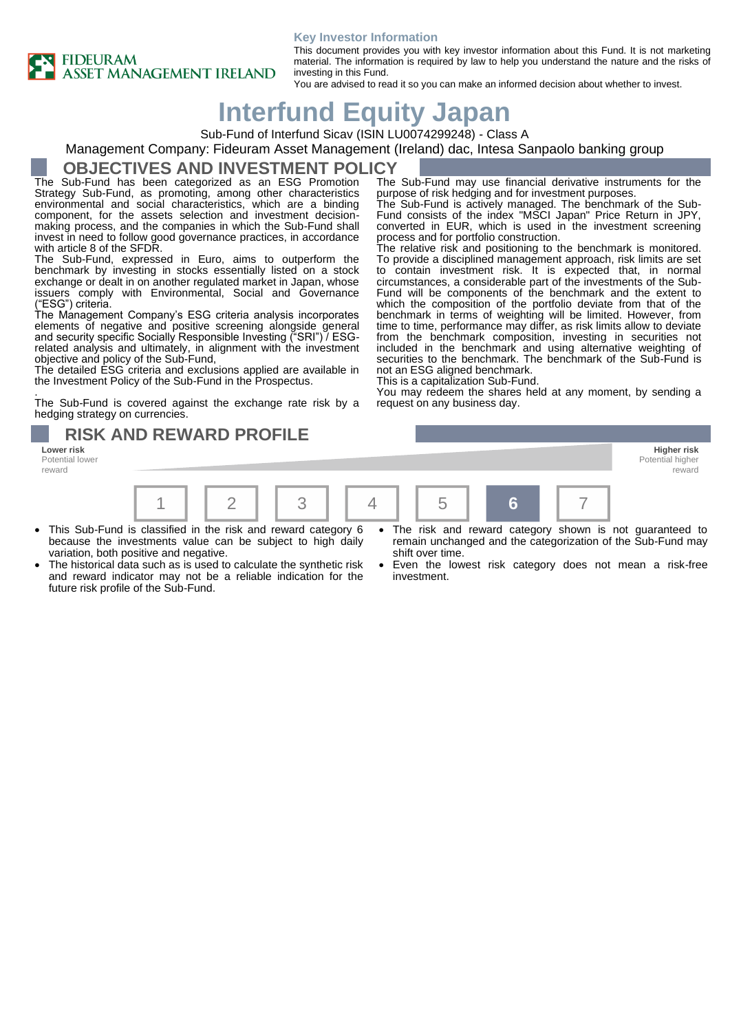FIDEURAM ASSET MANAGEMENT IRELAND

**Key Investor Information**

This document provides you with key investor information about this Fund. It is not marketing material. The information is required by law to help you understand the nature and the risks of investing in this Fund.
You are advised to read it so you can make an informed decision about whether to invest.

# Interfund Equity Japan

Sub-Fund of Interfund Sicav (ISIN LU0074299248) - Class A

Management Company: Fideuram Asset Management (Ireland) dac, Intesa Sanpaolo banking group

## OBJECTIVES AND INVESTMENT POLICY

The Sub-Fund has been categorized as an ESG Promotion Strategy Sub-Fund, as promoting, among other characteristics environmental and social characteristics, which are a binding component, for the assets selection and investment decision-making process, and the companies in which the Sub-Fund shall invest in need to follow good governance practices, in accordance with article 8 of the SFDR.

The Sub-Fund, expressed in Euro, aims to outperform the benchmark by investing in stocks essentially listed on a stock exchange or dealt in on another regulated market in Japan, whose issuers comply with Environmental, Social and Governance ("ESG") criteria.

The Management Company's ESG criteria analysis incorporates elements of negative and positive screening alongside general and security specific Socially Responsible Investing ("SRI") / ESG-related analysis and ultimately, in alignment with the investment objective and policy of the Sub-Fund,

The detailed ESG criteria and exclusions applied are available in the Investment Policy of the Sub-Fund in the Prospectus.

.

The Sub-Fund is covered against the exchange rate risk by a hedging strategy on currencies.

The Sub-Fund may use financial derivative instruments for the purpose of risk hedging and for investment purposes.

The Sub-Fund is actively managed. The benchmark of the Sub-Fund consists of the index "MSCI Japan" Price Return in JPY, converted in EUR, which is used in the investment screening process and for portfolio construction.

The relative risk and positioning to the benchmark is monitored. To provide a disciplined management approach, risk limits are set to contain investment risk. It is expected that, in normal circumstances, a considerable part of the investments of the Sub-Fund will be components of the benchmark and the extent to which the composition of the portfolio deviate from that of the benchmark in terms of weighting will be limited. However, from time to time, performance may differ, as risk limits allow to deviate from the benchmark composition, investing in securities not included in the benchmark and using alternative weighting of securities to the benchmark. The benchmark of the Sub-Fund is not an ESG aligned benchmark.

This is a capitalization Sub-Fund.

You may redeem the shares held at any moment, by sending a request on any business day.

## RISK AND REWARD PROFILE

**Lower risk**
Potential lower reward

**Higher risk**
Potential higher reward

| 1 | 2 | 3 | 4 | 5 | **6** | 7 |
|---|---|---|---|---|---|---|

- This Sub-Fund is classified in the risk and reward category 6 because the investments value can be subject to high daily variation, both positive and negative.
- The historical data such as is used to calculate the synthetic risk and reward indicator may not be a reliable indication for the future risk profile of the Sub-Fund.
- The risk and reward category shown is not guaranteed to remain unchanged and the categorization of the Sub-Fund may shift over time.
- Even the lowest risk category does not mean a risk-free investment.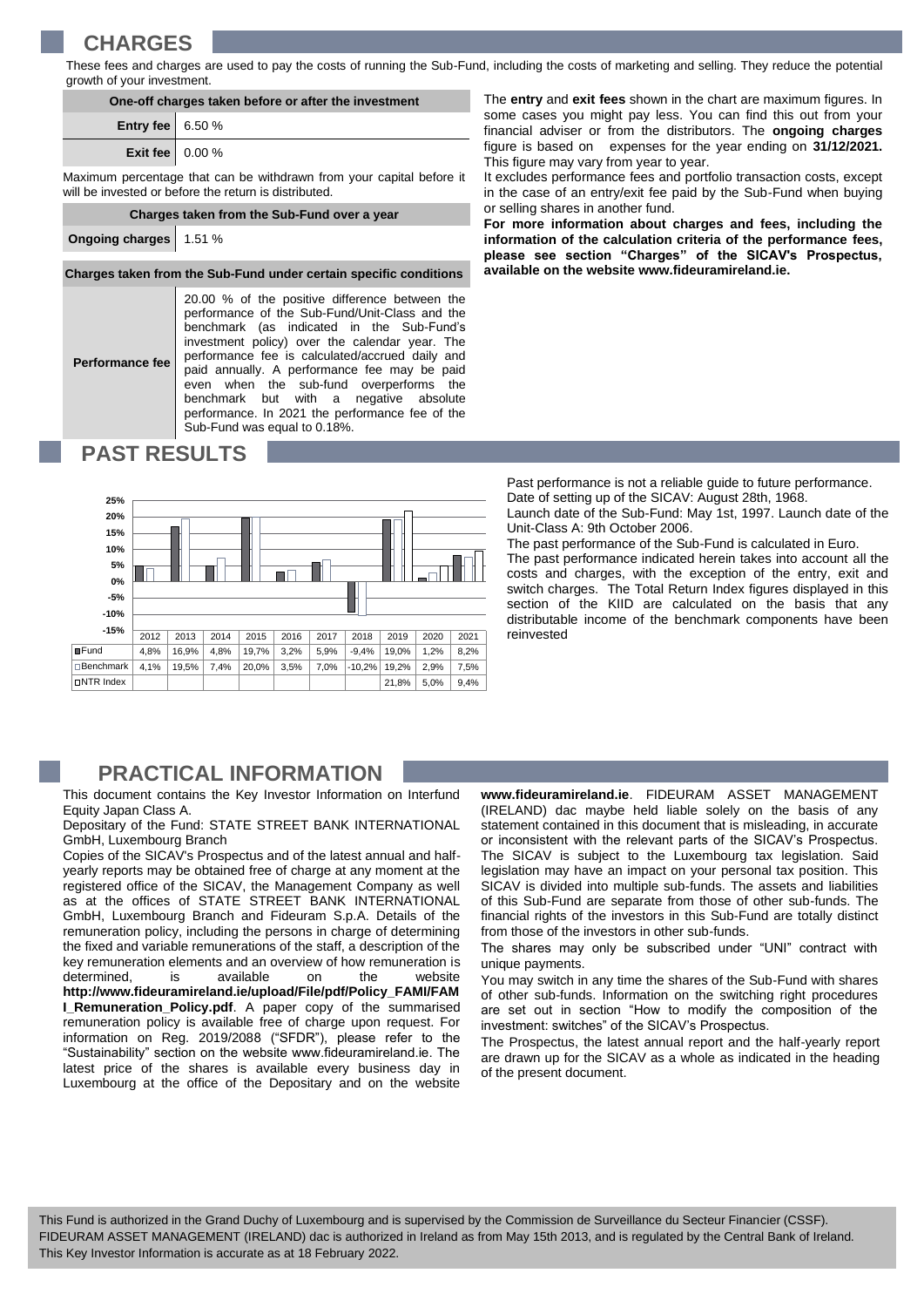## CHARGES

These fees and charges are used to pay the costs of running the Sub-Fund, including the costs of marketing and selling. They reduce the potential growth of your investment.

| One-off charges taken before or after the investment | |
|---|---|
| **Entry fee** | 6.50 % |
| **Exit fee** | 0.00 % |

Maximum percentage that can be withdrawn from your capital before it will be invested or before the return is distributed.

| Charges taken from the Sub-Fund over a year | |
|---|---|
| **Ongoing charges** | 1.51 % |

| Charges taken from the Sub-Fund under certain specific conditions | |
|---|---|
| **Performance fee** | 20.00 % of the positive difference between the performance of the Sub-Fund/Unit-Class and the benchmark (as indicated in the Sub-Fund's investment policy) over the calendar year. The performance fee is calculated/accrued daily and paid annually. A performance fee may be paid even when the sub-fund overperforms the benchmark but with a negative absolute performance. In 2021 the performance fee of the Sub-Fund was equal to 0.18%. |

The **entry** and **exit fees** shown in the chart are maximum figures. In some cases you might pay less. You can find this out from your financial adviser or from the distributors. The **ongoing charges** figure is based on expenses for the year ending on **31/12/2021.** This figure may vary from year to year.

It excludes performance fees and portfolio transaction costs, except in the case of an entry/exit fee paid by the Sub-Fund when buying or selling shares in another fund.

**For more information about charges and fees, including the information of the calculation criteria of the performance fees, please see section "Charges" of the SICAV's Prospectus, available on the website www.fideuramireland.ie.**

## PAST RESULTS

25%
20%
15%
10%
5%
0%
-5%
-10%
-15%

2012 2013 2014 2015 2016 2017 2018 2019 2020 2021

Fund 4,8% 16,9% 4,8% 19,7% 3,2% 5,9% -9,4% 19,0% 1,2% 8,2%

Benchmark 4,1% 19,5% 7,4% 20,0% 3,5% 7,0% -10,2% 19,2% 2,9% 7,5%

NTR Index 21,8% 5,0% 9,4%

Past performance is not a reliable guide to future performance.
Date of setting up of the SICAV: August 28th, 1968.
Launch date of the Sub-Fund: May 1st, 1997. Launch date of the Unit-Class A: 9th October 2006.
The past performance of the Sub-Fund is calculated in Euro.
The past performance indicated herein takes into account all the costs and charges, with the exception of the entry, exit and switch charges. The Total Return Index figures displayed in this section of the KIID are calculated on the basis that any distributable income of the benchmark components have been reinvested

## PRACTICAL INFORMATION

This document contains the Key Investor Information on Interfund Equity Japan Class A.

Depositary of the Fund: STATE STREET BANK INTERNATIONAL GmbH, Luxembourg Branch

Copies of the SICAV's Prospectus and of the latest annual and half-yearly reports may be obtained free of charge at any moment at the registered office of the SICAV, the Management Company as well as at the offices of STATE STREET BANK INTERNATIONAL GmbH, Luxembourg Branch and Fideuram S.p.A. Details of the remuneration policy, including the persons in charge of determining the fixed and variable remunerations of the staff, a description of the key remuneration elements and an overview of how remuneration is determined, is available on the website **http://www.fideuramireland.ie/upload/File/pdf/Policy_FAMI/FAMI_Remuneration_Policy.pdf**. A paper copy of the summarised remuneration policy is available free of charge upon request. For information on Reg. 2019/2088 ("SFDR"), please refer to the "Sustainability" section on the website www.fideuramireland.ie. The latest price of the shares is available every business day in Luxembourg at the office of the Depositary and on the website **www.fideuramireland.ie**. FIDEURAM ASSET MANAGEMENT (IRELAND) dac maybe held liable solely on the basis of any statement contained in this document that is misleading, in accurate or inconsistent with the relevant parts of the SICAV's Prospectus. The SICAV is subject to the Luxembourg tax legislation. Said legislation may have an impact on your personal tax position. This SICAV is divided into multiple sub-funds. The assets and liabilities of this Sub-Fund are separate from those of other sub-funds. The financial rights of the investors in this Sub-Fund are totally distinct from those of the investors in other sub-funds.

The shares may only be subscribed under "UNI" contract with unique payments.

You may switch in any time the shares of the Sub-Fund with shares of other sub-funds. Information on the switching right procedures are set out in section "How to modify the composition of the investment: switches" of the SICAV's Prospectus.

The Prospectus, the latest annual report and the half-yearly report are drawn up for the SICAV as a whole as indicated in the heading of the present document.

This Fund is authorized in the Grand Duchy of Luxembourg and is supervised by the Commission de Surveillance du Secteur Financier (CSSF).
FIDEURAM ASSET MANAGEMENT (IRELAND) dac is authorized in Ireland as from May 15th 2013, and is regulated by the Central Bank of Ireland.
This Key Investor Information is accurate as at 18 February 2022.